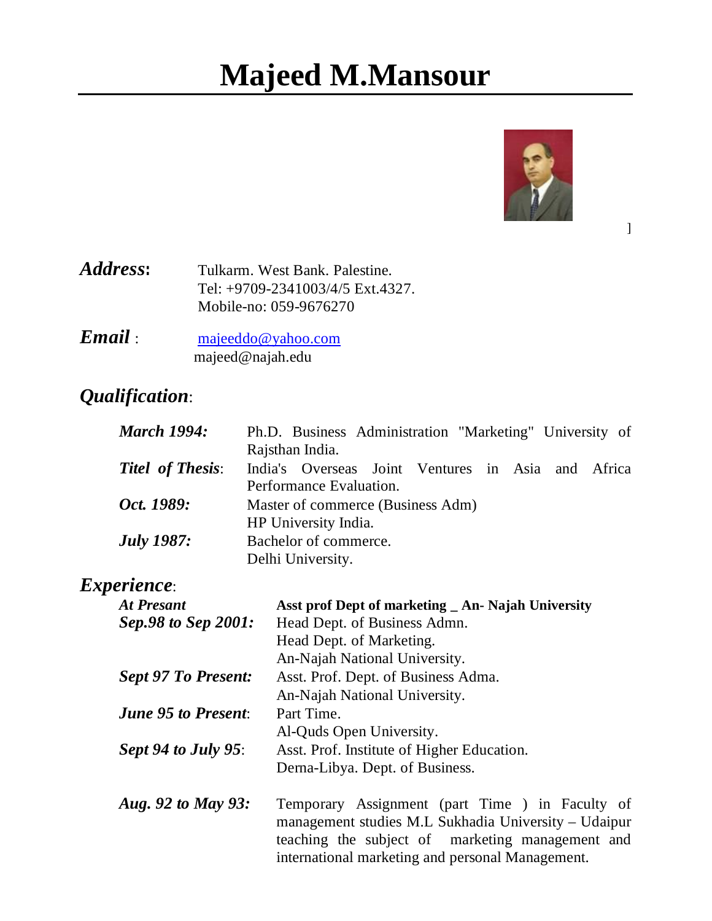# Majeed M.Mansour

]

***Address*:** Tulkarm. West Bank. Palestine.
Tel: +9709-2341003/4/5 Ext.4327.
Mobile-no: 059-9676270

***Email*** : majeeddo@yahoo.com
majeed@najah.edu

## *Qualification*:

| | |
|---|---|
| ***March 1994:*** | Ph.D. Business Administration "Marketing" University of Rajsthan India. |
| ***Titel of Thesis*:** | India's Overseas Joint Ventures in Asia and Africa Performance Evaluation. |
| ***Oct. 1989:*** | Master of commerce (Business Adm) HP University India. |
| ***July 1987:*** | Bachelor of commerce. Delhi University. |

## *Experience*:

| | |
|---|---|
| ***At Presant*** | **Asst prof Dept of marketing _ An- Najah University** |
| ***Sep.98 to Sep 2001:*** | Head Dept. of Business Admn. Head Dept. of Marketing. An-Najah National University. |
| ***Sept 97 To Present:*** | Asst. Prof. Dept. of Business Adma. An-Najah National University. |
| ***June 95 to Present*:** | Part Time. Al-Quds Open University. |
| ***Sept 94 to July 95*:** | Asst. Prof. Institute of Higher Education. Derna-Libya. Dept. of Business. |
| ***Aug. 92 to May 93:*** | Temporary Assignment (part Time ) in Faculty of management studies M.L Sukhadia University – Udaipur teaching the subject of marketing management and international marketing and personal Management. |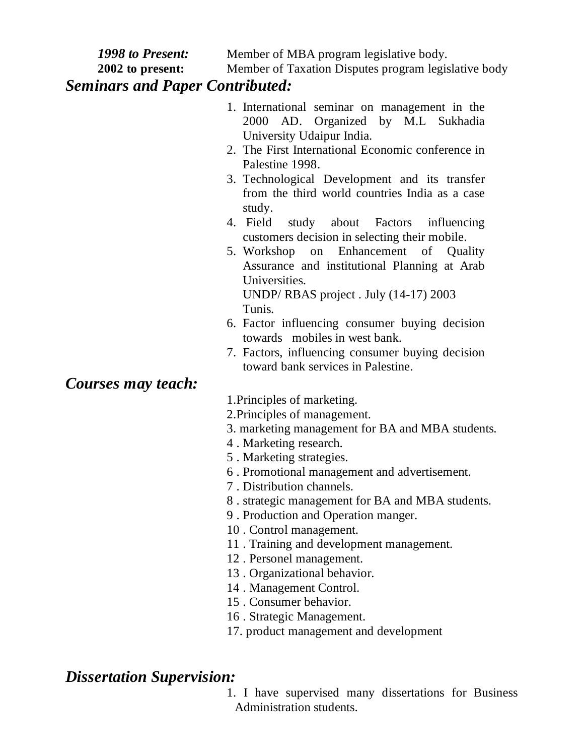***1998 to Present:*** Member of MBA program legislative body.

**2002 to present:** Member of Taxation Disputes program legislative body

## *Seminars and Paper Contributed:*

1. International seminar on management in the 2000 AD. Organized by M.L Sukhadia University Udaipur India.
2. The First International Economic conference in Palestine 1998.
3. Technological Development and its transfer from the third world countries India as a case study.
4. Field study about Factors influencing customers decision in selecting their mobile.
5. Workshop on Enhancement of Quality Assurance and institutional Planning at Arab Universities.
   UNDP/ RBAS project . July (14-17) 2003 Tunis.
6. Factor influencing consumer buying decision towards mobiles in west bank.
7. Factors, influencing consumer buying decision toward bank services in Palestine.

## *Courses may teach:*

1.Principles of marketing.
2.Principles of management.
3. marketing management for BA and MBA students.
4 . Marketing research.
5 . Marketing strategies.
6 . Promotional management and advertisement.
7 . Distribution channels.
8 . strategic management for BA and MBA students.
9 . Production and Operation manger.
10 . Control management.
11 . Training and development management.
12 . Personel management.
13 . Organizational behavior.
14 . Management Control.
15 . Consumer behavior.
16 . Strategic Management.
17. product management and development

## *Dissertation Supervision:*

1. I have supervised many dissertations for Business Administration students.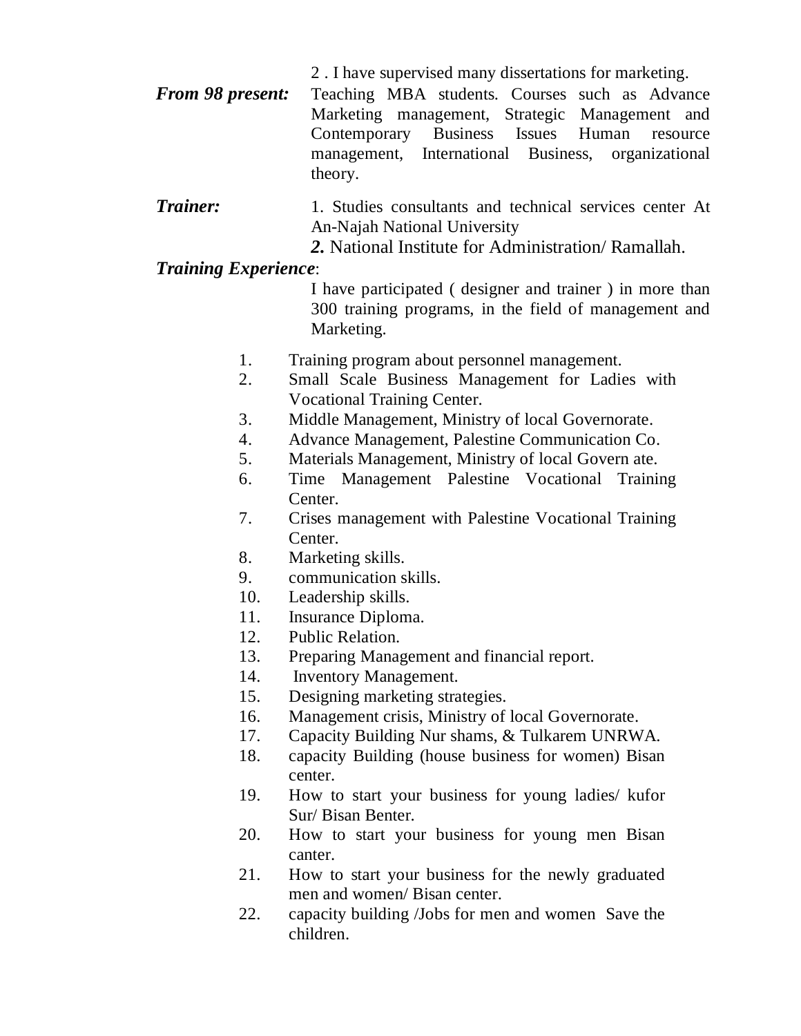2 . I have supervised many dissertations for marketing.

***From 98 present:*** Teaching MBA students. Courses such as Advance Marketing management, Strategic Management and Contemporary Business Issues Human resource management, International Business, organizational theory.

***Trainer:*** 1. Studies consultants and technical services center At An-Najah National University

***2.*** National Institute for Administration/ Ramallah.

***Training Experience***:

I have participated ( designer and trainer ) in more than 300 training programs, in the field of management and Marketing.

1. Training program about personnel management.
2. Small Scale Business Management for Ladies with Vocational Training Center.
3. Middle Management, Ministry of local Governorate.
4. Advance Management, Palestine Communication Co.
5. Materials Management, Ministry of local Govern ate.
6. Time Management Palestine Vocational Training Center.
7. Crises management with Palestine Vocational Training Center.
8. Marketing skills.
9. communication skills.
10. Leadership skills.
11. Insurance Diploma.
12. Public Relation.
13. Preparing Management and financial report.
14. Inventory Management.
15. Designing marketing strategies.
16. Management crisis, Ministry of local Governorate.
17. Capacity Building Nur shams, & Tulkarem UNRWA.
18. capacity Building (house business for women) Bisan center.
19. How to start your business for young ladies/ kufor Sur/ Bisan Benter.
20. How to start your business for young men Bisan canter.
21. How to start your business for the newly graduated men and women/ Bisan center.
22. capacity building /Jobs for men and women Save the children.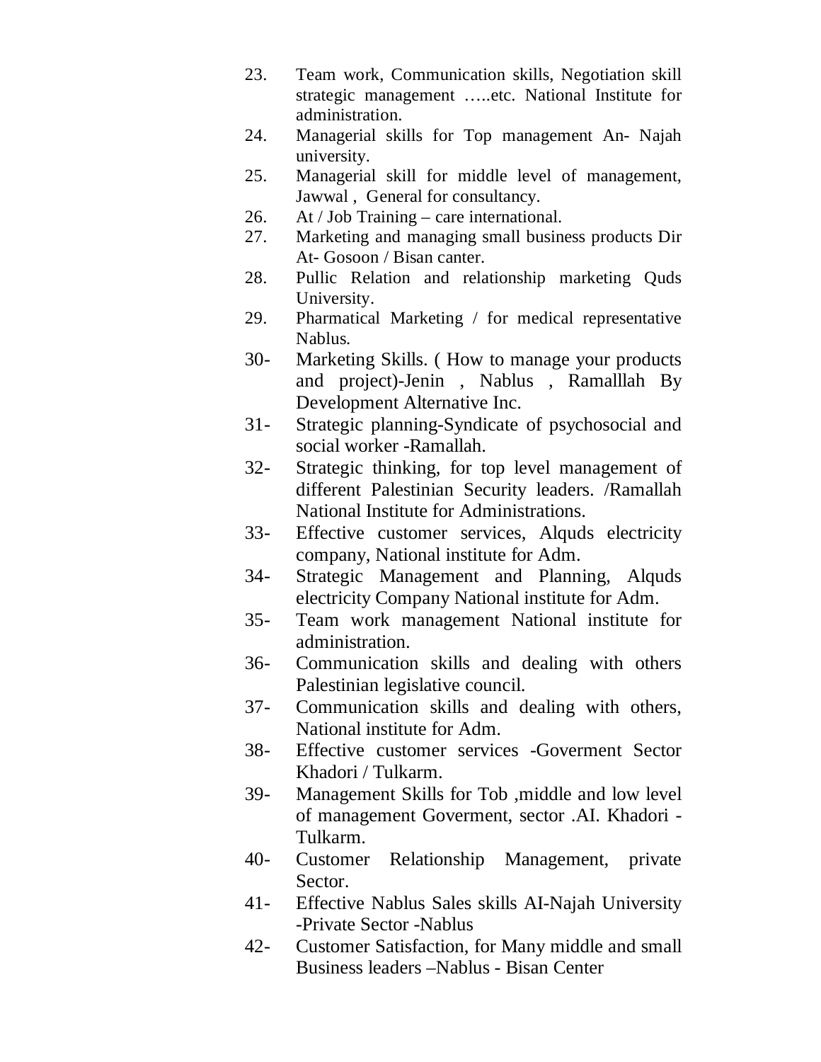23. Team work, Communication skills, Negotiation skill strategic management …..etc. National Institute for administration.
24. Managerial skills for Top management An- Najah university.
25. Managerial skill for middle level of management, Jawwal , General for consultancy.
26. At / Job Training – care international.
27. Marketing and managing small business products Dir At- Gosoon / Bisan canter.
28. Pullic Relation and relationship marketing Quds University.
29. Pharmatical Marketing / for medical representative Nablus.

30- Marketing Skills. ( How to manage your products and project)-Jenin , Nablus , Ramalllah By Development Alternative Inc.

31- Strategic planning-Syndicate of psychosocial and social worker -Ramallah.

32- Strategic thinking, for top level management of different Palestinian Security leaders. /Ramallah National Institute for Administrations.

33- Effective customer services, Alquds electricity company, National institute for Adm.

34- Strategic Management and Planning, Alquds electricity Company National institute for Adm.

35- Team work management National institute for administration.

36- Communication skills and dealing with others Palestinian legislative council.

37- Communication skills and dealing with others, National institute for Adm.

38- Effective customer services -Goverment Sector Khadori / Tulkarm.

39- Management Skills for Tob ,middle and low level of management Goverment, sector .AI. Khadori - Tulkarm.

40- Customer Relationship Management, private Sector.

41- Effective Nablus Sales skills AI-Najah University -Private Sector -Nablus

42- Customer Satisfaction, for Many middle and small Business leaders –Nablus - Bisan Center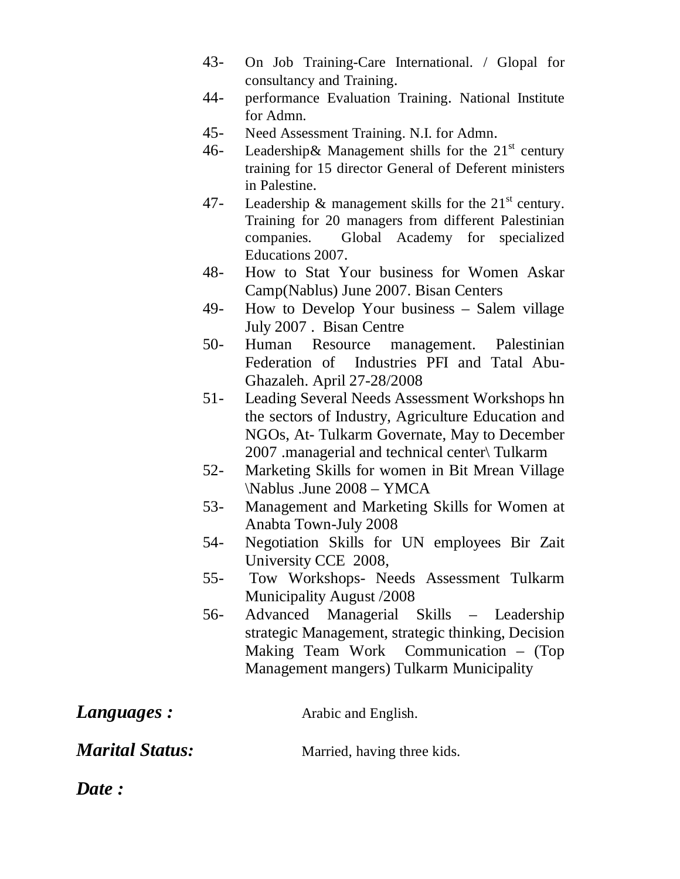43- On Job Training-Care International. / Glopal for consultancy and Training.

44- performance Evaluation Training. National Institute for Admn.

45- Need Assessment Training. N.I. for Admn.

46- Leadership& Management shills for the 21st century training for 15 director General of Deferent ministers in Palestine.

47- Leadership & management skills for the 21st century. Training for 20 managers from different Palestinian companies. Global Academy for specialized Educations 2007.

48- How to Stat Your business for Women Askar Camp(Nablus) June 2007. Bisan Centers

49- How to Develop Your business – Salem village July 2007 . Bisan Centre

50- Human Resource management. Palestinian Federation of Industries PFI and Tatal Abu-Ghazaleh. April 27-28/2008

51- Leading Several Needs Assessment Workshops hn the sectors of Industry, Agriculture Education and NGOs, At- Tulkarm Governate, May to December 2007 .managerial and technical center\ Tulkarm

52- Marketing Skills for women in Bit Mrean Village \Nablus .June 2008 – YMCA

53- Management and Marketing Skills for Women at Anabta Town-July 2008

54- Negotiation Skills for UN employees Bir Zait University CCE 2008,

55- Tow Workshops- Needs Assessment Tulkarm Municipality August /2008

56- Advanced Managerial Skills – Leadership strategic Management, strategic thinking, Decision Making Team Work Communication – (Top Management mangers) Tulkarm Municipality

***Languages :*** Arabic and English.

***Marital Status:*** Married, having three kids.

***Date :***